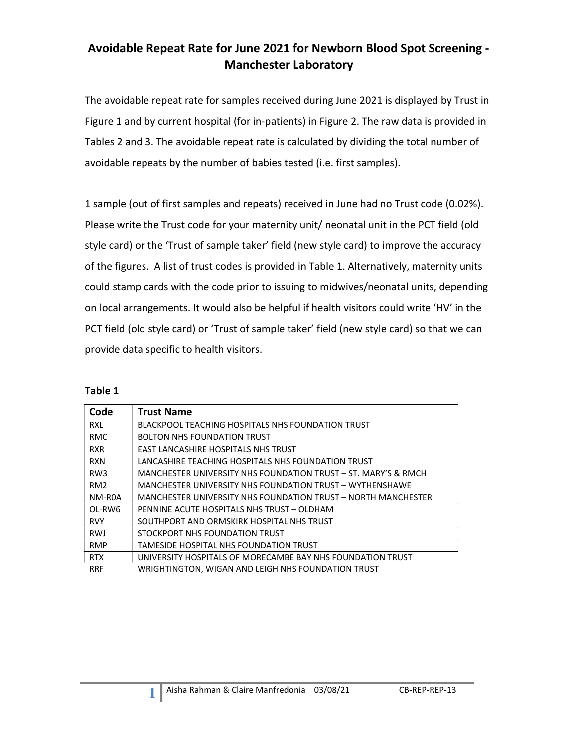# Avoidable Repeat Rate for June 2021 for Newborn Blood Spot Screening - Manchester Laboratory

The avoidable repeat rate for samples received during June 2021 is displayed by Trust in Figure 1 and by current hospital (for in-patients) in Figure 2. The raw data is provided in Tables 2 and 3. The avoidable repeat rate is calculated by dividing the total number of avoidable repeats by the number of babies tested (i.e. first samples).

1 sample (out of first samples and repeats) received in June had no Trust code (0.02%). Please write the Trust code for your maternity unit/ neonatal unit in the PCT field (old style card) or the 'Trust of sample taker' field (new style card) to improve the accuracy of the figures. A list of trust codes is provided in Table 1. Alternatively, maternity units could stamp cards with the code prior to issuing to midwives/neonatal units, depending on local arrangements. It would also be helpful if health visitors could write 'HV' in the PCT field (old style card) or 'Trust of sample taker' field (new style card) so that we can provide data specific to health visitors.

**Table 1**

| Code | Trust Name |
|---|---|
| RXL | BLACKPOOL TEACHING HOSPITALS NHS FOUNDATION TRUST |
| RMC | BOLTON NHS FOUNDATION TRUST |
| RXR | EAST LANCASHIRE HOSPITALS NHS TRUST |
| RXN | LANCASHIRE TEACHING HOSPITALS NHS FOUNDATION TRUST |
| RW3 | MANCHESTER UNIVERSITY NHS FOUNDATION TRUST – ST. MARY'S & RMCH |
| RM2 | MANCHESTER UNIVERSITY NHS FOUNDATION TRUST – WYTHENSHAWE |
| NM-R0A | MANCHESTER UNIVERSITY NHS FOUNDATION TRUST – NORTH MANCHESTER |
| OL-RW6 | PENNINE ACUTE HOSPITALS NHS TRUST – OLDHAM |
| RVY | SOUTHPORT AND ORMSKIRK HOSPITAL NHS TRUST |
| RWJ | STOCKPORT NHS FOUNDATION TRUST |
| RMP | TAMESIDE HOSPITAL NHS FOUNDATION TRUST |
| RTX | UNIVERSITY HOSPITALS OF MORECAMBE BAY NHS FOUNDATION TRUST |
| RRF | WRIGHTINGTON, WIGAN AND LEIGH NHS FOUNDATION TRUST |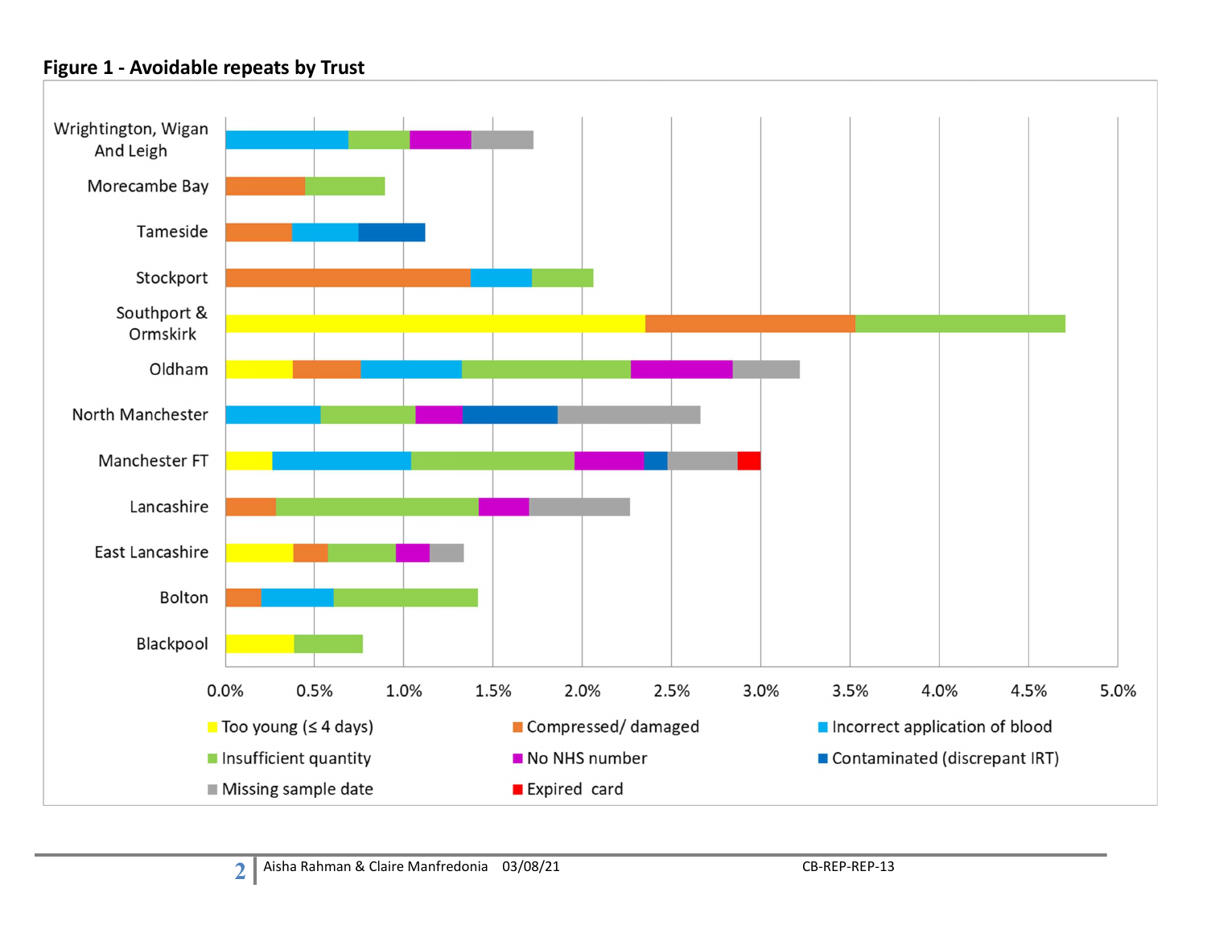**Figure 1 - Avoidable repeats by Trust**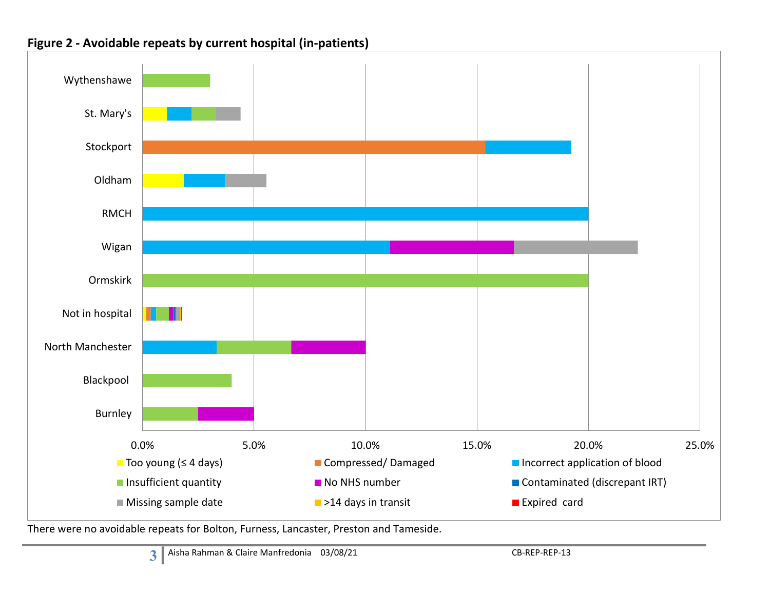**Figure 2 - Avoidable repeats by current hospital (in-patients)**

There were no avoidable repeats for Bolton, Furness, Lancaster, Preston and Tameside.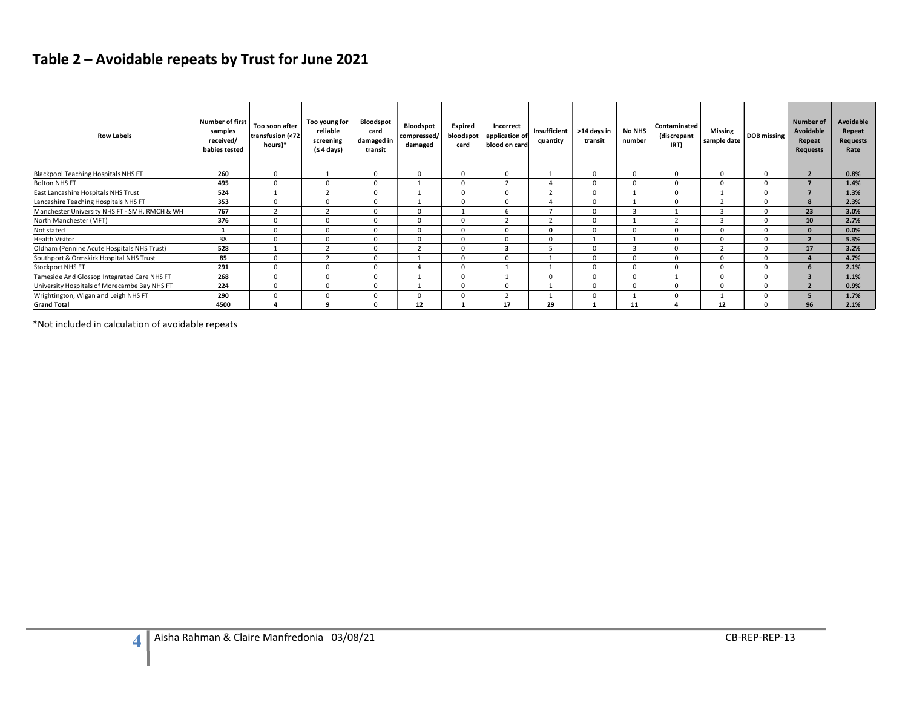## Table 2 – Avoidable repeats by Trust for June 2021

| Row Labels | Number of first samples received/ babies tested | Too soon after transfusion (<72 hours)* | Too young for reliable screening (≤ 4 days) | Bloodspot card damaged in transit | Bloodspot compressed/ damaged | Expired bloodspot card | Incorrect application of blood on card | Insufficient quantity | >14 days in transit | No NHS number | Contaminated (discrepant IRT) | Missing sample date | DOB missing | Number of Avoidable Repeat Requests | Avoidable Repeat Requests Rate |
|---|---|---|---|---|---|---|---|---|---|---|---|---|---|---|---|
| Blackpool Teaching Hospitals NHS FT | **260** | 0 | 1 | 0 | 0 | 0 | 0 | 1 | 0 | 0 | 0 | 0 | 0 | **2** | **0.8%** |
| Bolton NHS FT | **495** | 0 | 0 | 0 | 1 | 0 | 2 | 4 | 0 | 0 | 0 | 0 | 0 | **7** | **1.4%** |
| East Lancashire Hospitals NHS Trust | **524** | 1 | 2 | 0 | 1 | 0 | 0 | 2 | 0 | 1 | 0 | 1 | 0 | **7** | **1.3%** |
| Lancashire Teaching Hospitals NHS FT | **353** | 0 | 0 | 0 | 1 | 0 | 0 | 4 | 0 | 1 | 0 | 2 | 0 | **8** | **2.3%** |
| Manchester University NHS FT - SMH, RMCH & WH | **767** | 2 | 2 | 0 | 0 | 1 | 6 | 7 | 0 | 3 | 1 | 3 | 0 | **23** | **3.0%** |
| North Manchester (MFT) | **376** | 0 | 0 | 0 | 0 | 0 | 2 | 2 | 0 | 1 | 2 | 3 | 0 | **10** | **2.7%** |
| Not stated | **1** | 0 | 0 | 0 | 0 | 0 | 0 | **0** | 0 | 0 | 0 | 0 | 0 | **0** | **0.0%** |
| Health Visitor | 38 | 0 | 0 | 0 | 0 | 0 | 0 | 0 | 1 | 1 | 0 | 0 | 0 | **2** | **5.3%** |
| Oldham (Pennine Acute Hospitals NHS Trust) | **528** | 1 | 2 | 0 | 2 | 0 | **3** | 5 | 0 | 3 | 0 | 2 | 0 | **17** | **3.2%** |
| Southport & Ormskirk Hospital NHS Trust | **85** | 0 | 2 | 0 | 1 | 0 | 0 | 1 | 0 | 0 | 0 | 0 | 0 | **4** | **4.7%** |
| Stockport NHS FT | **291** | 0 | 0 | 0 | 4 | 0 | 1 | 1 | 0 | 0 | 0 | 0 | 0 | **6** | **2.1%** |
| Tameside And Glossop Integrated Care NHS FT | **268** | 0 | 0 | 0 | 1 | 0 | 1 | 0 | 0 | 0 | 1 | 0 | 0 | **3** | **1.1%** |
| University Hospitals of Morecambe Bay NHS FT | **224** | 0 | 0 | 0 | 1 | 0 | 0 | 1 | 0 | 0 | 0 | 0 | 0 | **2** | **0.9%** |
| Wrightington, Wigan and Leigh NHS FT | **290** | 0 | 0 | 0 | 0 | 0 | 2 | 1 | 0 | 1 | 0 | 1 | 0 | **5** | **1.7%** |
| **Grand Total** | **4500** | **4** | **9** | 0 | **12** | **1** | **17** | **29** | **1** | **11** | **4** | **12** | 0 | **96** | **2.1%** |

*Not included in calculation of avoidable repeats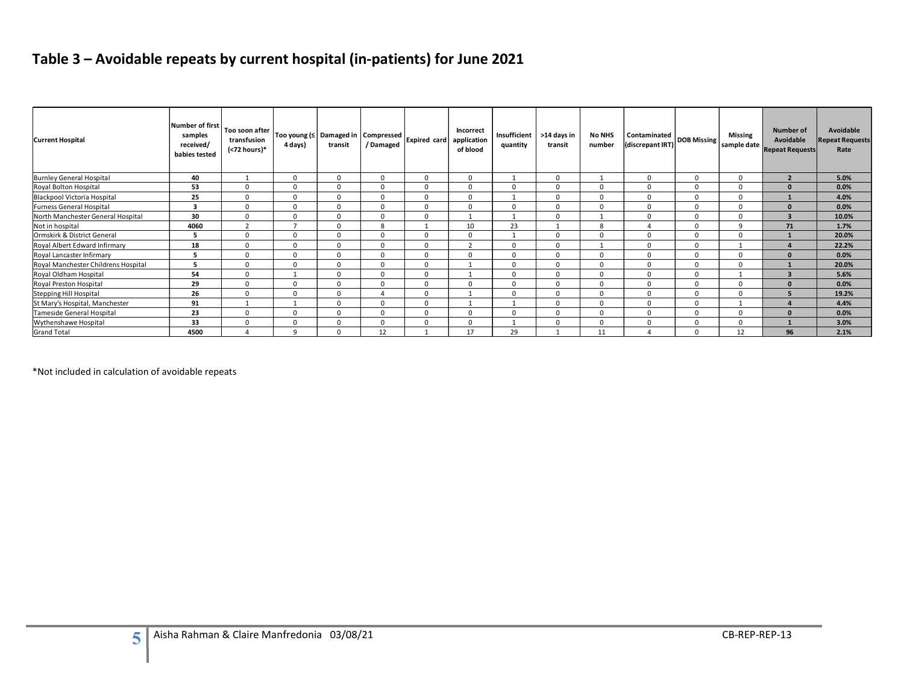# Table 3 – Avoidable repeats by current hospital (in-patients) for June 2021

| Current Hospital | Number of first samples received/ babies tested | Too soon after transfusion (<72 hours)* | Too young (≤ 4 days) | Damaged in transit | Compressed / Damaged | Expired card | Incorrect application of blood | Insufficient quantity | >14 days in transit | No NHS number | Contaminated (discrepant IRT) | DOB Missing | Missing sample date | Number of Avoidable Repeat Requests | Avoidable Repeat Requests Rate |
|---|---|---|---|---|---|---|---|---|---|---|---|---|---|---|---|
| Burnley General Hospital | **40** | 1 | 0 | 0 | 0 | 0 | 0 | 1 | 0 | 1 | 0 | 0 | 0 | **2** | **5.0%** |
| Royal Bolton Hospital | **53** | 0 | 0 | 0 | 0 | 0 | 0 | 0 | 0 | 0 | 0 | 0 | 0 | **0** | **0.0%** |
| Blackpool Victoria Hospital | **25** | 0 | 0 | 0 | 0 | 0 | 0 | 1 | 0 | 0 | 0 | 0 | 0 | **1** | **4.0%** |
| Furness General Hospital | **3** | 0 | 0 | 0 | 0 | 0 | 0 | 0 | 0 | 0 | 0 | 0 | 0 | **0** | **0.0%** |
| North Manchester General Hospital | **30** | 0 | 0 | 0 | 0 | 0 | 1 | 1 | 0 | 1 | 0 | 0 | 0 | **3** | **10.0%** |
| Not in hospital | **4060** | 2 | 7 | 0 | 8 | 1 | 10 | 23 | 1 | 8 | 4 | 0 | 9 | **71** | **1.7%** |
| Ormskirk & District General | **5** | 0 | 0 | 0 | 0 | 0 | 0 | 1 | 0 | 0 | 0 | 0 | 0 | **1** | **20.0%** |
| Royal Albert Edward Infirmary | **18** | 0 | 0 | 0 | 0 | 0 | 2 | 0 | 0 | 1 | 0 | 0 | 1 | **4** | **22.2%** |
| Royal Lancaster Infirmary | **5** | 0 | 0 | 0 | 0 | 0 | 0 | 0 | 0 | 0 | 0 | 0 | 0 | **0** | **0.0%** |
| Royal Manchester Childrens Hospital | **5** | 0 | 0 | 0 | 0 | 0 | 1 | 0 | 0 | 0 | 0 | 0 | 0 | **1** | **20.0%** |
| Royal Oldham Hospital | **54** | 0 | 1 | 0 | 0 | 0 | 1 | 0 | 0 | 0 | 0 | 0 | 1 | **3** | **5.6%** |
| Royal Preston Hospital | **29** | 0 | 0 | 0 | 0 | 0 | 0 | 0 | 0 | 0 | 0 | 0 | 0 | **0** | **0.0%** |
| Stepping Hill Hospital | **26** | 0 | 0 | 0 | 4 | 0 | 1 | 0 | 0 | 0 | 0 | 0 | 0 | **5** | **19.2%** |
| St Mary's Hospital, Manchester | **91** | 1 | 1 | 0 | 0 | 0 | 1 | 1 | 0 | 0 | 0 | 0 | 1 | **4** | **4.4%** |
| Tameside General Hospital | **23** | 0 | 0 | 0 | 0 | 0 | 0 | 0 | 0 | 0 | 0 | 0 | 0 | **0** | **0.0%** |
| Wythenshawe Hospital | **33** | 0 | 0 | 0 | 0 | 0 | 0 | 1 | 0 | 0 | 0 | 0 | 0 | **1** | **3.0%** |
| Grand Total | **4500** | 4 | 9 | 0 | 12 | 1 | 17 | 29 | 1 | 11 | 4 | 0 | 12 | **96** | **2.1%** |

*Not included in calculation of avoidable repeats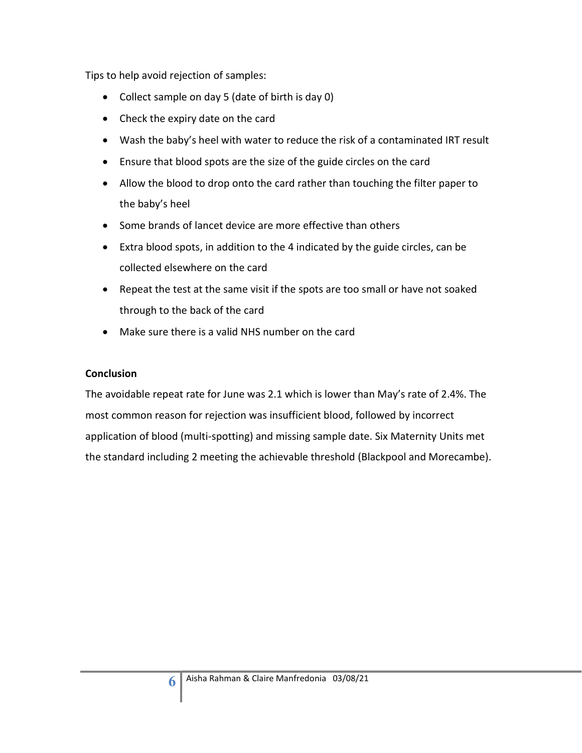Tips to help avoid rejection of samples:

- Collect sample on day 5 (date of birth is day 0)
- Check the expiry date on the card
- Wash the baby's heel with water to reduce the risk of a contaminated IRT result
- Ensure that blood spots are the size of the guide circles on the card
- Allow the blood to drop onto the card rather than touching the filter paper to the baby's heel
- Some brands of lancet device are more effective than others
- Extra blood spots, in addition to the 4 indicated by the guide circles, can be collected elsewhere on the card
- Repeat the test at the same visit if the spots are too small or have not soaked through to the back of the card
- Make sure there is a valid NHS number on the card

**Conclusion**

The avoidable repeat rate for June was 2.1 which is lower than May's rate of 2.4%. The most common reason for rejection was insufficient blood, followed by incorrect application of blood (multi-spotting) and missing sample date. Six Maternity Units met the standard including 2 meeting the achievable threshold (Blackpool and Morecambe).